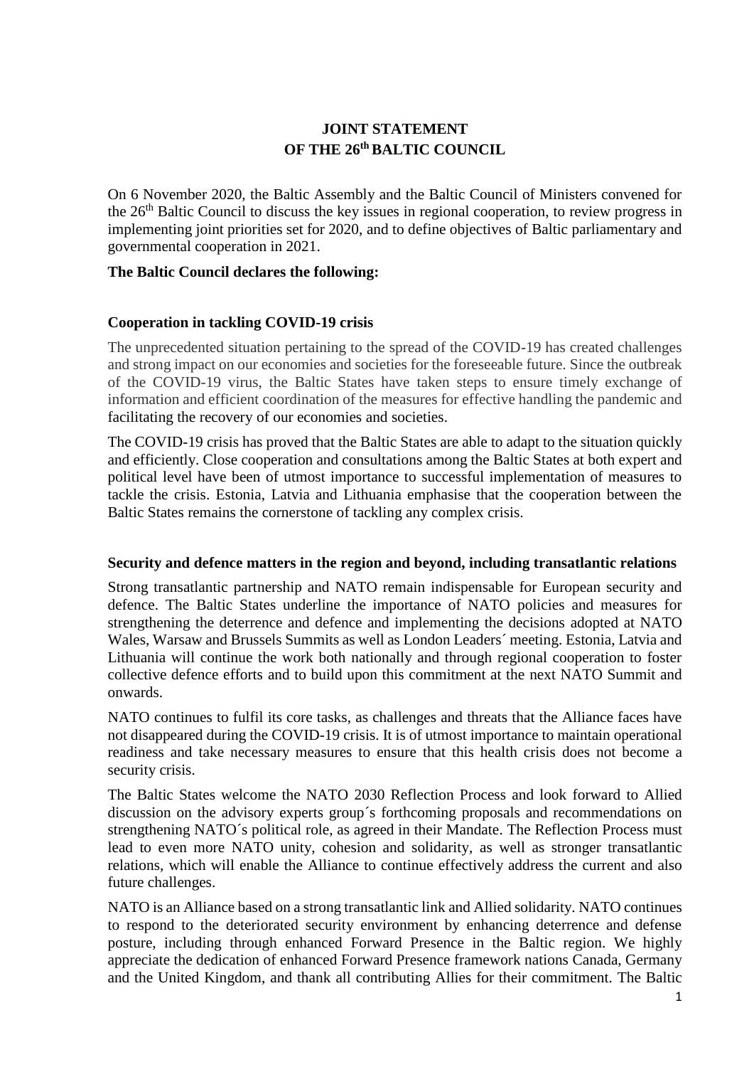# JOINT STATEMENT
# OF THE 26th BALTIC COUNCIL

On 6 November 2020, the Baltic Assembly and the Baltic Council of Ministers convened for the 26th Baltic Council to discuss the key issues in regional cooperation, to review progress in implementing joint priorities set for 2020, and to define objectives of Baltic parliamentary and governmental cooperation in 2021.

**The Baltic Council declares the following:**

## Cooperation in tackling COVID-19 crisis

The unprecedented situation pertaining to the spread of the COVID-19 has created challenges and strong impact on our economies and societies for the foreseeable future. Since the outbreak of the COVID-19 virus, the Baltic States have taken steps to ensure timely exchange of information and efficient coordination of the measures for effective handling the pandemic and facilitating the recovery of our economies and societies.

The COVID-19 crisis has proved that the Baltic States are able to adapt to the situation quickly and efficiently. Close cooperation and consultations among the Baltic States at both expert and political level have been of utmost importance to successful implementation of measures to tackle the crisis. Estonia, Latvia and Lithuania emphasise that the cooperation between the Baltic States remains the cornerstone of tackling any complex crisis.

## Security and defence matters in the region and beyond, including transatlantic relations

Strong transatlantic partnership and NATO remain indispensable for European security and defence. The Baltic States underline the importance of NATO policies and measures for strengthening the deterrence and defence and implementing the decisions adopted at NATO Wales, Warsaw and Brussels Summits as well as London Leaders´ meeting. Estonia, Latvia and Lithuania will continue the work both nationally and through regional cooperation to foster collective defence efforts and to build upon this commitment at the next NATO Summit and onwards.

NATO continues to fulfil its core tasks, as challenges and threats that the Alliance faces have not disappeared during the COVID-19 crisis. It is of utmost importance to maintain operational readiness and take necessary measures to ensure that this health crisis does not become a security crisis.

The Baltic States welcome the NATO 2030 Reflection Process and look forward to Allied discussion on the advisory experts group´s forthcoming proposals and recommendations on strengthening NATO´s political role, as agreed in their Mandate. The Reflection Process must lead to even more NATO unity, cohesion and solidarity, as well as stronger transatlantic relations, which will enable the Alliance to continue effectively address the current and also future challenges.

NATO is an Alliance based on a strong transatlantic link and Allied solidarity. NATO continues to respond to the deteriorated security environment by enhancing deterrence and defense posture, including through enhanced Forward Presence in the Baltic region. We highly appreciate the dedication of enhanced Forward Presence framework nations Canada, Germany and the United Kingdom, and thank all contributing Allies for their commitment. The Baltic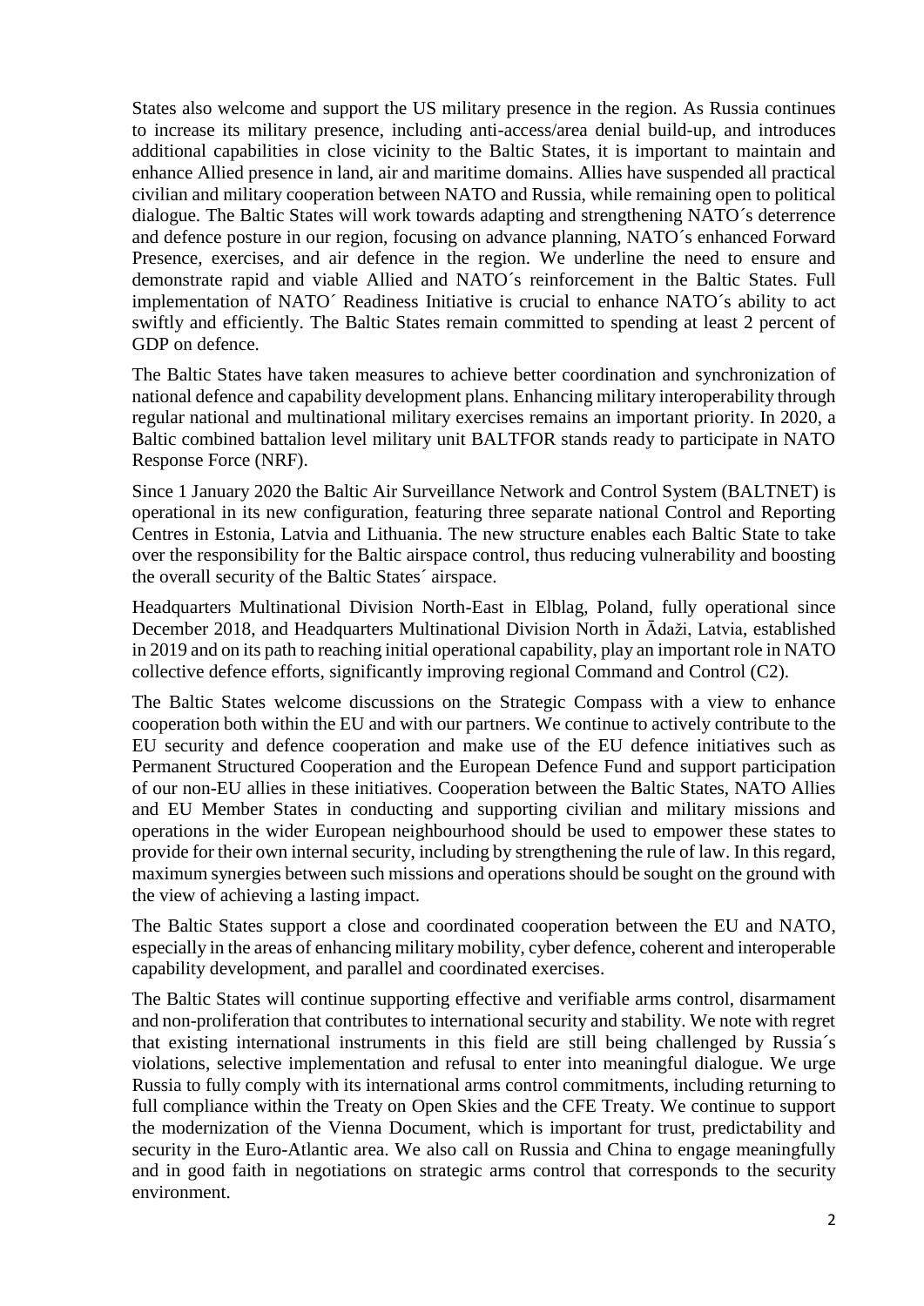States also welcome and support the US military presence in the region. As Russia continues to increase its military presence, including anti-access/area denial build-up, and introduces additional capabilities in close vicinity to the Baltic States, it is important to maintain and enhance Allied presence in land, air and maritime domains. Allies have suspended all practical civilian and military cooperation between NATO and Russia, while remaining open to political dialogue. The Baltic States will work towards adapting and strengthening NATO´s deterrence and defence posture in our region, focusing on advance planning, NATO´s enhanced Forward Presence, exercises, and air defence in the region. We underline the need to ensure and demonstrate rapid and viable Allied and NATO´s reinforcement in the Baltic States. Full implementation of NATO´ Readiness Initiative is crucial to enhance NATO´s ability to act swiftly and efficiently. The Baltic States remain committed to spending at least 2 percent of GDP on defence.

The Baltic States have taken measures to achieve better coordination and synchronization of national defence and capability development plans. Enhancing military interoperability through regular national and multinational military exercises remains an important priority. In 2020, a Baltic combined battalion level military unit BALTFOR stands ready to participate in NATO Response Force (NRF).

Since 1 January 2020 the Baltic Air Surveillance Network and Control System (BALTNET) is operational in its new configuration, featuring three separate national Control and Reporting Centres in Estonia, Latvia and Lithuania. The new structure enables each Baltic State to take over the responsibility for the Baltic airspace control, thus reducing vulnerability and boosting the overall security of the Baltic States´ airspace.

Headquarters Multinational Division North-East in Elblag, Poland, fully operational since December 2018, and Headquarters Multinational Division North in Ādaži, Latvia, established in 2019 and on its path to reaching initial operational capability, play an important role in NATO collective defence efforts, significantly improving regional Command and Control (C2).

The Baltic States welcome discussions on the Strategic Compass with a view to enhance cooperation both within the EU and with our partners. We continue to actively contribute to the EU security and defence cooperation and make use of the EU defence initiatives such as Permanent Structured Cooperation and the European Defence Fund and support participation of our non-EU allies in these initiatives. Cooperation between the Baltic States, NATO Allies and EU Member States in conducting and supporting civilian and military missions and operations in the wider European neighbourhood should be used to empower these states to provide for their own internal security, including by strengthening the rule of law. In this regard, maximum synergies between such missions and operations should be sought on the ground with the view of achieving a lasting impact.

The Baltic States support a close and coordinated cooperation between the EU and NATO, especially in the areas of enhancing military mobility, cyber defence, coherent and interoperable capability development, and parallel and coordinated exercises.

The Baltic States will continue supporting effective and verifiable arms control, disarmament and non-proliferation that contributes to international security and stability. We note with regret that existing international instruments in this field are still being challenged by Russia´s violations, selective implementation and refusal to enter into meaningful dialogue. We urge Russia to fully comply with its international arms control commitments, including returning to full compliance within the Treaty on Open Skies and the CFE Treaty. We continue to support the modernization of the Vienna Document, which is important for trust, predictability and security in the Euro-Atlantic area. We also call on Russia and China to engage meaningfully and in good faith in negotiations on strategic arms control that corresponds to the security environment.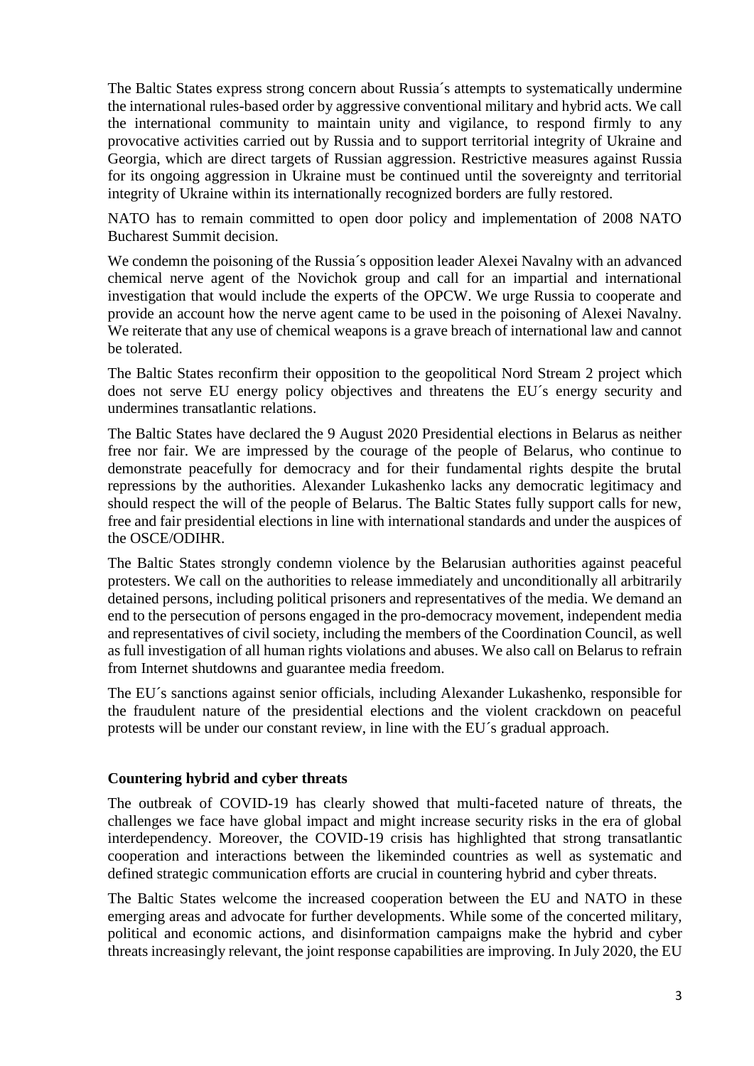The Baltic States express strong concern about Russia´s attempts to systematically undermine the international rules-based order by aggressive conventional military and hybrid acts. We call the international community to maintain unity and vigilance, to respond firmly to any provocative activities carried out by Russia and to support territorial integrity of Ukraine and Georgia, which are direct targets of Russian aggression. Restrictive measures against Russia for its ongoing aggression in Ukraine must be continued until the sovereignty and territorial integrity of Ukraine within its internationally recognized borders are fully restored.

NATO has to remain committed to open door policy and implementation of 2008 NATO Bucharest Summit decision.

We condemn the poisoning of the Russia´s opposition leader Alexei Navalny with an advanced chemical nerve agent of the Novichok group and call for an impartial and international investigation that would include the experts of the OPCW. We urge Russia to cooperate and provide an account how the nerve agent came to be used in the poisoning of Alexei Navalny. We reiterate that any use of chemical weapons is a grave breach of international law and cannot be tolerated.

The Baltic States reconfirm their opposition to the geopolitical Nord Stream 2 project which does not serve EU energy policy objectives and threatens the EU´s energy security and undermines transatlantic relations.

The Baltic States have declared the 9 August 2020 Presidential elections in Belarus as neither free nor fair. We are impressed by the courage of the people of Belarus, who continue to demonstrate peacefully for democracy and for their fundamental rights despite the brutal repressions by the authorities. Alexander Lukashenko lacks any democratic legitimacy and should respect the will of the people of Belarus. The Baltic States fully support calls for new, free and fair presidential elections in line with international standards and under the auspices of the OSCE/ODIHR.

The Baltic States strongly condemn violence by the Belarusian authorities against peaceful protesters. We call on the authorities to release immediately and unconditionally all arbitrarily detained persons, including political prisoners and representatives of the media. We demand an end to the persecution of persons engaged in the pro-democracy movement, independent media and representatives of civil society, including the members of the Coordination Council, as well as full investigation of all human rights violations and abuses. We also call on Belarus to refrain from Internet shutdowns and guarantee media freedom.

The EU´s sanctions against senior officials, including Alexander Lukashenko, responsible for the fraudulent nature of the presidential elections and the violent crackdown on peaceful protests will be under our constant review, in line with the EU´s gradual approach.

**Countering hybrid and cyber threats**

The outbreak of COVID-19 has clearly showed that multi-faceted nature of threats, the challenges we face have global impact and might increase security risks in the era of global interdependency. Moreover, the COVID-19 crisis has highlighted that strong transatlantic cooperation and interactions between the likeminded countries as well as systematic and defined strategic communication efforts are crucial in countering hybrid and cyber threats.

The Baltic States welcome the increased cooperation between the EU and NATO in these emerging areas and advocate for further developments. While some of the concerted military, political and economic actions, and disinformation campaigns make the hybrid and cyber threats increasingly relevant, the joint response capabilities are improving. In July 2020, the EU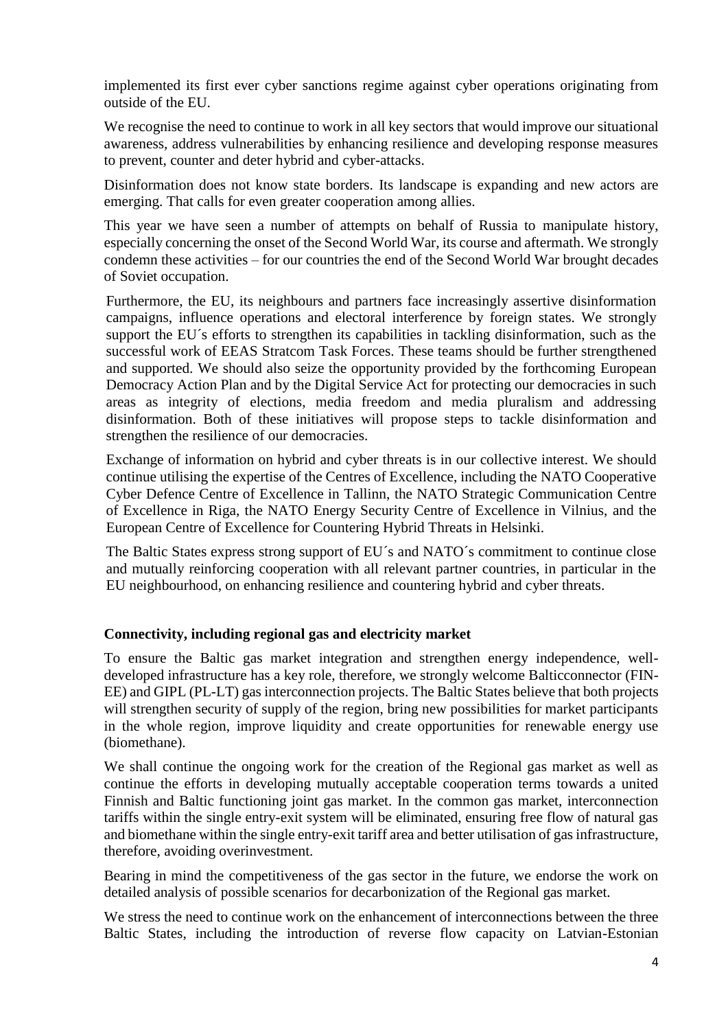implemented its first ever cyber sanctions regime against cyber operations originating from outside of the EU.

We recognise the need to continue to work in all key sectors that would improve our situational awareness, address vulnerabilities by enhancing resilience and developing response measures to prevent, counter and deter hybrid and cyber-attacks.

Disinformation does not know state borders. Its landscape is expanding and new actors are emerging. That calls for even greater cooperation among allies.

This year we have seen a number of attempts on behalf of Russia to manipulate history, especially concerning the onset of the Second World War, its course and aftermath. We strongly condemn these activities – for our countries the end of the Second World War brought decades of Soviet occupation.

Furthermore, the EU, its neighbours and partners face increasingly assertive disinformation campaigns, influence operations and electoral interference by foreign states. We strongly support the EU´s efforts to strengthen its capabilities in tackling disinformation, such as the successful work of EEAS Stratcom Task Forces. These teams should be further strengthened and supported. We should also seize the opportunity provided by the forthcoming European Democracy Action Plan and by the Digital Service Act for protecting our democracies in such areas as integrity of elections, media freedom and media pluralism and addressing disinformation. Both of these initiatives will propose steps to tackle disinformation and strengthen the resilience of our democracies.

Exchange of information on hybrid and cyber threats is in our collective interest. We should continue utilising the expertise of the Centres of Excellence, including the NATO Cooperative Cyber Defence Centre of Excellence in Tallinn, the NATO Strategic Communication Centre of Excellence in Riga, the NATO Energy Security Centre of Excellence in Vilnius, and the European Centre of Excellence for Countering Hybrid Threats in Helsinki.

The Baltic States express strong support of EU´s and NATO´s commitment to continue close and mutually reinforcing cooperation with all relevant partner countries, in particular in the EU neighbourhood, on enhancing resilience and countering hybrid and cyber threats.

**Connectivity, including regional gas and electricity market**

To ensure the Baltic gas market integration and strengthen energy independence, well-developed infrastructure has a key role, therefore, we strongly welcome Balticconnector (FIN-EE) and GIPL (PL-LT) gas interconnection projects. The Baltic States believe that both projects will strengthen security of supply of the region, bring new possibilities for market participants in the whole region, improve liquidity and create opportunities for renewable energy use (biomethane).

We shall continue the ongoing work for the creation of the Regional gas market as well as continue the efforts in developing mutually acceptable cooperation terms towards a united Finnish and Baltic functioning joint gas market. In the common gas market, interconnection tariffs within the single entry-exit system will be eliminated, ensuring free flow of natural gas and biomethane within the single entry-exit tariff area and better utilisation of gas infrastructure, therefore, avoiding overinvestment.

Bearing in mind the competitiveness of the gas sector in the future, we endorse the work on detailed analysis of possible scenarios for decarbonization of the Regional gas market.

We stress the need to continue work on the enhancement of interconnections between the three Baltic States, including the introduction of reverse flow capacity on Latvian-Estonian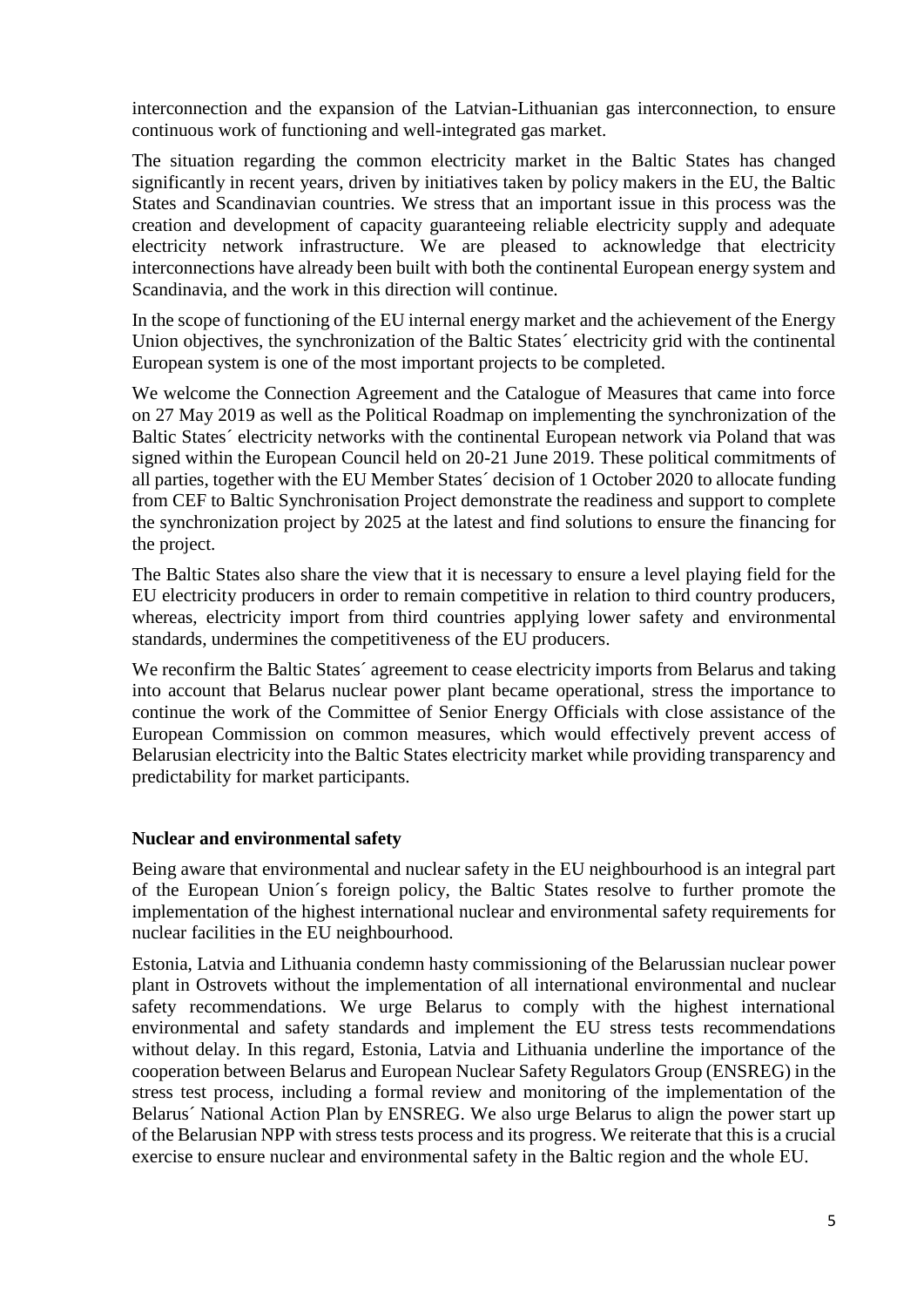interconnection and the expansion of the Latvian-Lithuanian gas interconnection, to ensure continuous work of functioning and well-integrated gas market.

The situation regarding the common electricity market in the Baltic States has changed significantly in recent years, driven by initiatives taken by policy makers in the EU, the Baltic States and Scandinavian countries. We stress that an important issue in this process was the creation and development of capacity guaranteeing reliable electricity supply and adequate electricity network infrastructure. We are pleased to acknowledge that electricity interconnections have already been built with both the continental European energy system and Scandinavia, and the work in this direction will continue.

In the scope of functioning of the EU internal energy market and the achievement of the Energy Union objectives, the synchronization of the Baltic States´ electricity grid with the continental European system is one of the most important projects to be completed.

We welcome the Connection Agreement and the Catalogue of Measures that came into force on 27 May 2019 as well as the Political Roadmap on implementing the synchronization of the Baltic States´ electricity networks with the continental European network via Poland that was signed within the European Council held on 20-21 June 2019. These political commitments of all parties, together with the EU Member States´ decision of 1 October 2020 to allocate funding from CEF to Baltic Synchronisation Project demonstrate the readiness and support to complete the synchronization project by 2025 at the latest and find solutions to ensure the financing for the project.

The Baltic States also share the view that it is necessary to ensure a level playing field for the EU electricity producers in order to remain competitive in relation to third country producers, whereas, electricity import from third countries applying lower safety and environmental standards, undermines the competitiveness of the EU producers.

We reconfirm the Baltic States´ agreement to cease electricity imports from Belarus and taking into account that Belarus nuclear power plant became operational, stress the importance to continue the work of the Committee of Senior Energy Officials with close assistance of the European Commission on common measures, which would effectively prevent access of Belarusian electricity into the Baltic States electricity market while providing transparency and predictability for market participants.

**Nuclear and environmental safety**

Being aware that environmental and nuclear safety in the EU neighbourhood is an integral part of the European Union´s foreign policy, the Baltic States resolve to further promote the implementation of the highest international nuclear and environmental safety requirements for nuclear facilities in the EU neighbourhood.

Estonia, Latvia and Lithuania condemn hasty commissioning of the Belarussian nuclear power plant in Ostrovets without the implementation of all international environmental and nuclear safety recommendations. We urge Belarus to comply with the highest international environmental and safety standards and implement the EU stress tests recommendations without delay. In this regard, Estonia, Latvia and Lithuania underline the importance of the cooperation between Belarus and European Nuclear Safety Regulators Group (ENSREG) in the stress test process, including a formal review and monitoring of the implementation of the Belarus´ National Action Plan by ENSREG. We also urge Belarus to align the power start up of the Belarusian NPP with stress tests process and its progress. We reiterate that this is a crucial exercise to ensure nuclear and environmental safety in the Baltic region and the whole EU.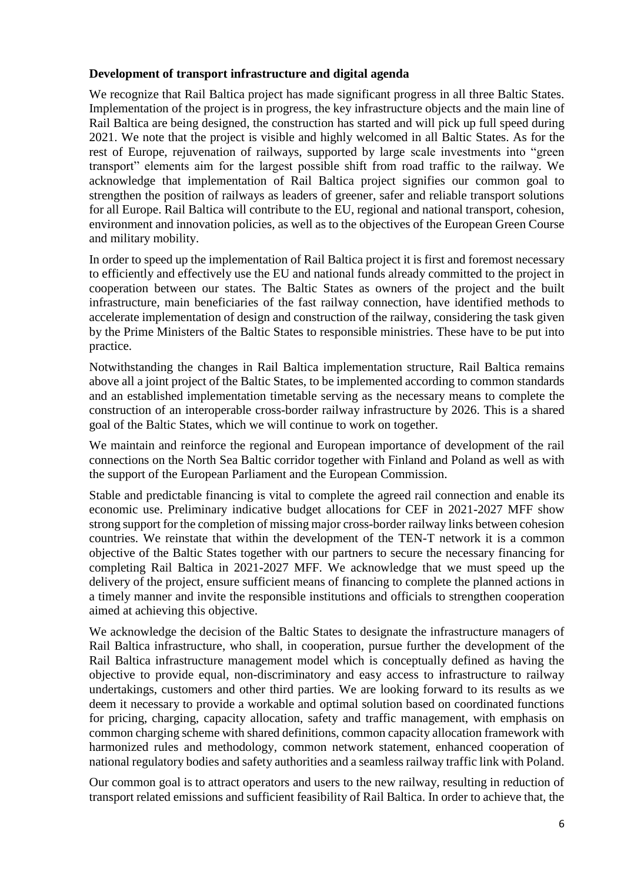**Development of transport infrastructure and digital agenda**

We recognize that Rail Baltica project has made significant progress in all three Baltic States. Implementation of the project is in progress, the key infrastructure objects and the main line of Rail Baltica are being designed, the construction has started and will pick up full speed during 2021. We note that the project is visible and highly welcomed in all Baltic States. As for the rest of Europe, rejuvenation of railways, supported by large scale investments into "green transport" elements aim for the largest possible shift from road traffic to the railway. We acknowledge that implementation of Rail Baltica project signifies our common goal to strengthen the position of railways as leaders of greener, safer and reliable transport solutions for all Europe. Rail Baltica will contribute to the EU, regional and national transport, cohesion, environment and innovation policies, as well as to the objectives of the European Green Course and military mobility.

In order to speed up the implementation of Rail Baltica project it is first and foremost necessary to efficiently and effectively use the EU and national funds already committed to the project in cooperation between our states. The Baltic States as owners of the project and the built infrastructure, main beneficiaries of the fast railway connection, have identified methods to accelerate implementation of design and construction of the railway, considering the task given by the Prime Ministers of the Baltic States to responsible ministries. These have to be put into practice.

Notwithstanding the changes in Rail Baltica implementation structure, Rail Baltica remains above all a joint project of the Baltic States, to be implemented according to common standards and an established implementation timetable serving as the necessary means to complete the construction of an interoperable cross-border railway infrastructure by 2026. This is a shared goal of the Baltic States, which we will continue to work on together.

We maintain and reinforce the regional and European importance of development of the rail connections on the North Sea Baltic corridor together with Finland and Poland as well as with the support of the European Parliament and the European Commission.

Stable and predictable financing is vital to complete the agreed rail connection and enable its economic use. Preliminary indicative budget allocations for CEF in 2021-2027 MFF show strong support for the completion of missing major cross-border railway links between cohesion countries. We reinstate that within the development of the TEN-T network it is a common objective of the Baltic States together with our partners to secure the necessary financing for completing Rail Baltica in 2021-2027 MFF. We acknowledge that we must speed up the delivery of the project, ensure sufficient means of financing to complete the planned actions in a timely manner and invite the responsible institutions and officials to strengthen cooperation aimed at achieving this objective.

We acknowledge the decision of the Baltic States to designate the infrastructure managers of Rail Baltica infrastructure, who shall, in cooperation, pursue further the development of the Rail Baltica infrastructure management model which is conceptually defined as having the objective to provide equal, non-discriminatory and easy access to infrastructure to railway undertakings, customers and other third parties. We are looking forward to its results as we deem it necessary to provide a workable and optimal solution based on coordinated functions for pricing, charging, capacity allocation, safety and traffic management, with emphasis on common charging scheme with shared definitions, common capacity allocation framework with harmonized rules and methodology, common network statement, enhanced cooperation of national regulatory bodies and safety authorities and a seamless railway traffic link with Poland.

Our common goal is to attract operators and users to the new railway, resulting in reduction of transport related emissions and sufficient feasibility of Rail Baltica. In order to achieve that, the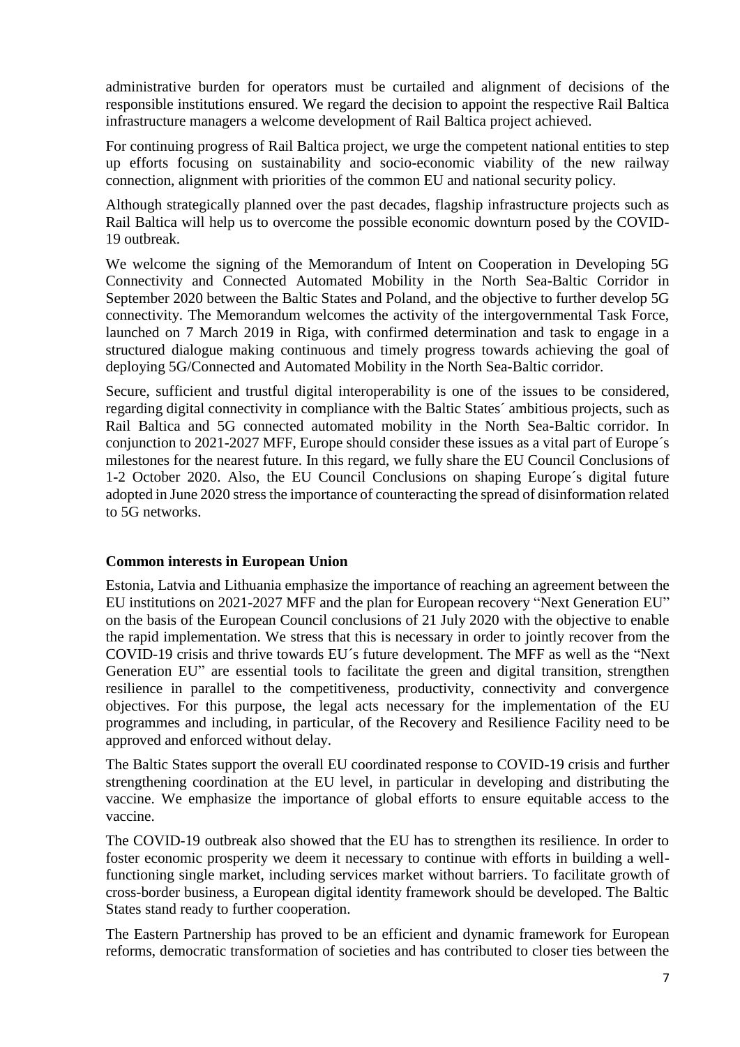administrative burden for operators must be curtailed and alignment of decisions of the responsible institutions ensured. We regard the decision to appoint the respective Rail Baltica infrastructure managers a welcome development of Rail Baltica project achieved.

For continuing progress of Rail Baltica project, we urge the competent national entities to step up efforts focusing on sustainability and socio-economic viability of the new railway connection, alignment with priorities of the common EU and national security policy.

Although strategically planned over the past decades, flagship infrastructure projects such as Rail Baltica will help us to overcome the possible economic downturn posed by the COVID-19 outbreak.

We welcome the signing of the Memorandum of Intent on Cooperation in Developing 5G Connectivity and Connected Automated Mobility in the North Sea-Baltic Corridor in September 2020 between the Baltic States and Poland, and the objective to further develop 5G connectivity. The Memorandum welcomes the activity of the intergovernmental Task Force, launched on 7 March 2019 in Riga, with confirmed determination and task to engage in a structured dialogue making continuous and timely progress towards achieving the goal of deploying 5G/Connected and Automated Mobility in the North Sea-Baltic corridor.

Secure, sufficient and trustful digital interoperability is one of the issues to be considered, regarding digital connectivity in compliance with the Baltic States´ ambitious projects, such as Rail Baltica and 5G connected automated mobility in the North Sea-Baltic corridor. In conjunction to 2021-2027 MFF, Europe should consider these issues as a vital part of Europe´s milestones for the nearest future. In this regard, we fully share the EU Council Conclusions of 1-2 October 2020. Also, the EU Council Conclusions on shaping Europe´s digital future adopted in June 2020 stress the importance of counteracting the spread of disinformation related to 5G networks.

**Common interests in European Union**

Estonia, Latvia and Lithuania emphasize the importance of reaching an agreement between the EU institutions on 2021-2027 MFF and the plan for European recovery "Next Generation EU" on the basis of the European Council conclusions of 21 July 2020 with the objective to enable the rapid implementation. We stress that this is necessary in order to jointly recover from the COVID-19 crisis and thrive towards EU´s future development. The MFF as well as the "Next Generation EU" are essential tools to facilitate the green and digital transition, strengthen resilience in parallel to the competitiveness, productivity, connectivity and convergence objectives. For this purpose, the legal acts necessary for the implementation of the EU programmes and including, in particular, of the Recovery and Resilience Facility need to be approved and enforced without delay.

The Baltic States support the overall EU coordinated response to COVID-19 crisis and further strengthening coordination at the EU level, in particular in developing and distributing the vaccine. We emphasize the importance of global efforts to ensure equitable access to the vaccine.

The COVID-19 outbreak also showed that the EU has to strengthen its resilience. In order to foster economic prosperity we deem it necessary to continue with efforts in building a well-functioning single market, including services market without barriers. To facilitate growth of cross-border business, a European digital identity framework should be developed. The Baltic States stand ready to further cooperation.

The Eastern Partnership has proved to be an efficient and dynamic framework for European reforms, democratic transformation of societies and has contributed to closer ties between the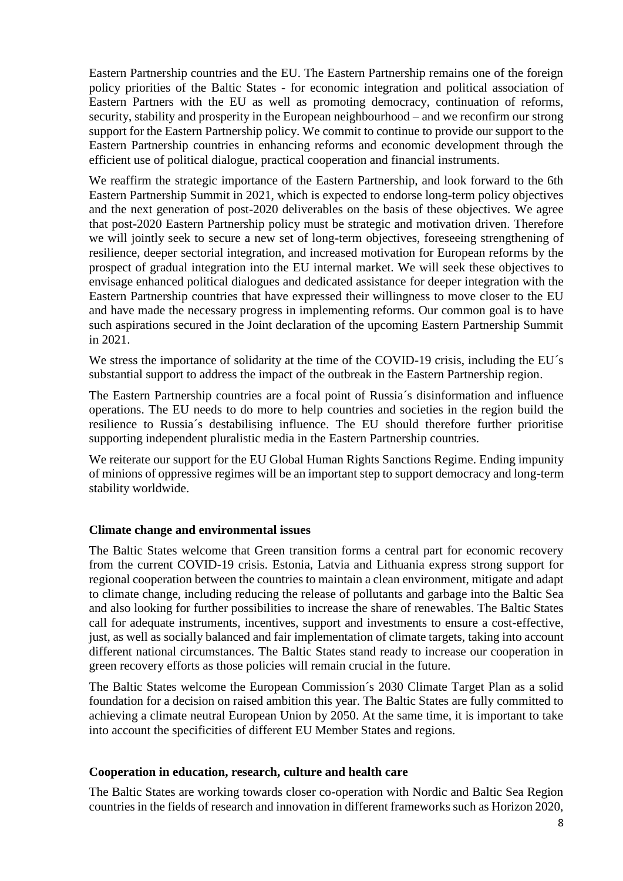Eastern Partnership countries and the EU. The Eastern Partnership remains one of the foreign policy priorities of the Baltic States - for economic integration and political association of Eastern Partners with the EU as well as promoting democracy, continuation of reforms, security, stability and prosperity in the European neighbourhood – and we reconfirm our strong support for the Eastern Partnership policy. We commit to continue to provide our support to the Eastern Partnership countries in enhancing reforms and economic development through the efficient use of political dialogue, practical cooperation and financial instruments.

We reaffirm the strategic importance of the Eastern Partnership, and look forward to the 6th Eastern Partnership Summit in 2021, which is expected to endorse long-term policy objectives and the next generation of post-2020 deliverables on the basis of these objectives. We agree that post-2020 Eastern Partnership policy must be strategic and motivation driven. Therefore we will jointly seek to secure a new set of long-term objectives, foreseeing strengthening of resilience, deeper sectorial integration, and increased motivation for European reforms by the prospect of gradual integration into the EU internal market. We will seek these objectives to envisage enhanced political dialogues and dedicated assistance for deeper integration with the Eastern Partnership countries that have expressed their willingness to move closer to the EU and have made the necessary progress in implementing reforms. Our common goal is to have such aspirations secured in the Joint declaration of the upcoming Eastern Partnership Summit in 2021.

We stress the importance of solidarity at the time of the COVID-19 crisis, including the EU´s substantial support to address the impact of the outbreak in the Eastern Partnership region.

The Eastern Partnership countries are a focal point of Russia´s disinformation and influence operations. The EU needs to do more to help countries and societies in the region build the resilience to Russia´s destabilising influence. The EU should therefore further prioritise supporting independent pluralistic media in the Eastern Partnership countries.

We reiterate our support for the EU Global Human Rights Sanctions Regime. Ending impunity of minions of oppressive regimes will be an important step to support democracy and long-term stability worldwide.

**Climate change and environmental issues**

The Baltic States welcome that Green transition forms a central part for economic recovery from the current COVID-19 crisis. Estonia, Latvia and Lithuania express strong support for regional cooperation between the countries to maintain a clean environment, mitigate and adapt to climate change, including reducing the release of pollutants and garbage into the Baltic Sea and also looking for further possibilities to increase the share of renewables. The Baltic States call for adequate instruments, incentives, support and investments to ensure a cost-effective, just, as well as socially balanced and fair implementation of climate targets, taking into account different national circumstances. The Baltic States stand ready to increase our cooperation in green recovery efforts as those policies will remain crucial in the future.

The Baltic States welcome the European Commission´s 2030 Climate Target Plan as a solid foundation for a decision on raised ambition this year. The Baltic States are fully committed to achieving a climate neutral European Union by 2050. At the same time, it is important to take into account the specificities of different EU Member States and regions.

**Cooperation in education, research, culture and health care**

The Baltic States are working towards closer co-operation with Nordic and Baltic Sea Region countries in the fields of research and innovation in different frameworks such as Horizon 2020,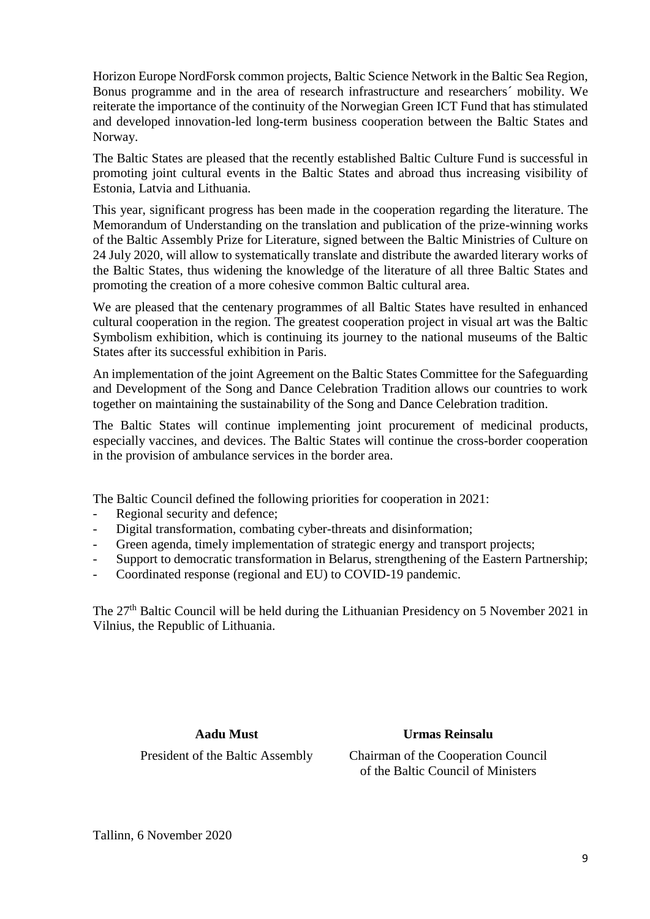Horizon Europe NordForsk common projects, Baltic Science Network in the Baltic Sea Region, Bonus programme and in the area of research infrastructure and researchers´ mobility. We reiterate the importance of the continuity of the Norwegian Green ICT Fund that has stimulated and developed innovation-led long-term business cooperation between the Baltic States and Norway.

The Baltic States are pleased that the recently established Baltic Culture Fund is successful in promoting joint cultural events in the Baltic States and abroad thus increasing visibility of Estonia, Latvia and Lithuania.

This year, significant progress has been made in the cooperation regarding the literature. The Memorandum of Understanding on the translation and publication of the prize-winning works of the Baltic Assembly Prize for Literature, signed between the Baltic Ministries of Culture on 24 July 2020, will allow to systematically translate and distribute the awarded literary works of the Baltic States, thus widening the knowledge of the literature of all three Baltic States and promoting the creation of a more cohesive common Baltic cultural area.

We are pleased that the centenary programmes of all Baltic States have resulted in enhanced cultural cooperation in the region. The greatest cooperation project in visual art was the Baltic Symbolism exhibition, which is continuing its journey to the national museums of the Baltic States after its successful exhibition in Paris.

An implementation of the joint Agreement on the Baltic States Committee for the Safeguarding and Development of the Song and Dance Celebration Tradition allows our countries to work together on maintaining the sustainability of the Song and Dance Celebration tradition.

The Baltic States will continue implementing joint procurement of medicinal products, especially vaccines, and devices. The Baltic States will continue the cross-border cooperation in the provision of ambulance services in the border area.

The Baltic Council defined the following priorities for cooperation in 2021:

- Regional security and defence;
- Digital transformation, combating cyber-threats and disinformation;
- Green agenda, timely implementation of strategic energy and transport projects;
- Support to democratic transformation in Belarus, strengthening of the Eastern Partnership;
- Coordinated response (regional and EU) to COVID-19 pandemic.

The 27th Baltic Council will be held during the Lithuanian Presidency on 5 November 2021 in Vilnius, the Republic of Lithuania.

**Aadu Must**
President of the Baltic Assembly

**Urmas Reinsalu**
Chairman of the Cooperation Council of the Baltic Council of Ministers

Tallinn, 6 November 2020